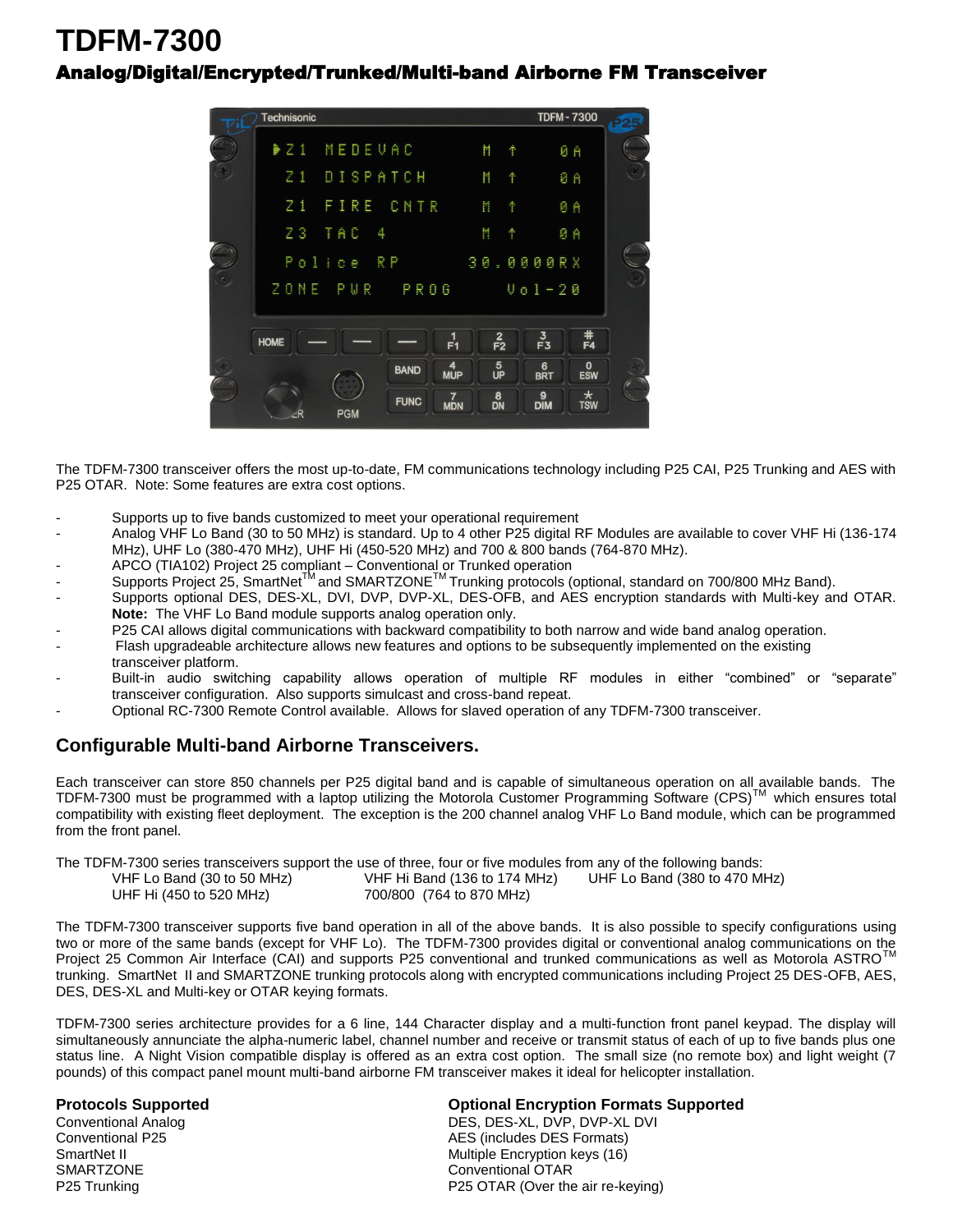# TDFM-7300

## Analog/Digital/Encrypted/Trunked/Multi-band Airborne FM Transceiver

The TDFM-7300 transceiver offers the most up-to-date, FM communications technology including P25 CAI, P25 Trunking and AES with P25 OTAR. Note: Some features are extra cost options.

- Supports up to five bands customized to meet your operational requirement
- Analog VHF Lo Band (30 to 50 MHz) is standard. Up to 4 other P25 digital RF Modules are available to cover VHF Hi (136-174 MHz), UHF Lo (380-470 MHz), UHF Hi (450-520 MHz) and 700 & 800 bands (764-870 MHz).
- APCO (TIA102) Project 25 compliant – Conventional or Trunked operation
- Supports Project 25, SmartNet™ and SMARTZONE™ Trunking protocols (optional, standard on 700/800 MHz Band).
- Supports optional DES, DES-XL, DVI, DVP, DVP-XL, DES-OFB, and AES encryption standards with Multi-key and OTAR. **Note:** The VHF Lo Band module supports analog operation only.
- P25 CAI allows digital communications with backward compatibility to both narrow and wide band analog operation.
- Flash upgradeable architecture allows new features and options to be subsequently implemented on the existing transceiver platform.
- Built-in audio switching capability allows operation of multiple RF modules in either “combined” or “separate” transceiver configuration. Also supports simulcast and cross-band repeat.
- Optional RC-7300 Remote Control available. Allows for slaved operation of any TDFM-7300 transceiver.

## Configurable Multi-band Airborne Transceivers.

Each transceiver can store 850 channels per P25 digital band and is capable of simultaneous operation on all available bands. The TDFM-7300 must be programmed with a laptop utilizing the Motorola Customer Programming Software (CPS)™ which ensures total compatibility with existing fleet deployment. The exception is the 200 channel analog VHF Lo Band module, which can be programmed from the front panel.

The TDFM-7300 series transceivers support the use of three, four or five modules from any of the following bands:

- VHF Lo Band (30 to 50 MHz)
- VHF Hi Band (136 to 174 MHz)
- UHF Lo Band (380 to 470 MHz)
- UHF Hi (450 to 520 MHz)
- 700/800 (764 to 870 MHz)

The TDFM-7300 transceiver supports five band operation in all of the above bands. It is also possible to specify configurations using two or more of the same bands (except for VHF Lo). The TDFM-7300 provides digital or conventional analog communications on the Project 25 Common Air Interface (CAI) and supports P25 conventional and trunked communications as well as Motorola ASTRO™ trunking. SmartNet II and SMARTZONE trunking protocols along with encrypted communications including Project 25 DES-OFB, AES, DES, DES-XL and Multi-key or OTAR keying formats.

TDFM-7300 series architecture provides for a 6 line, 144 Character display and a multi-function front panel keypad. The display will simultaneously annunciate the alpha-numeric label, channel number and receive or transmit status of each of up to five bands plus one status line. A Night Vision compatible display is offered as an extra cost option. The small size (no remote box) and light weight (7 pounds) of this compact panel mount multi-band airborne FM transceiver makes it ideal for helicopter installation.

### Protocols Supported

Conventional Analog
Conventional P25
SmartNet II
SMARTZONE
P25 Trunking

### Optional Encryption Formats Supported

DES, DES-XL, DVP, DVP-XL DVI
AES (includes DES Formats)
Multiple Encryption keys (16)
Conventional OTAR
P25 OTAR (Over the air re-keying)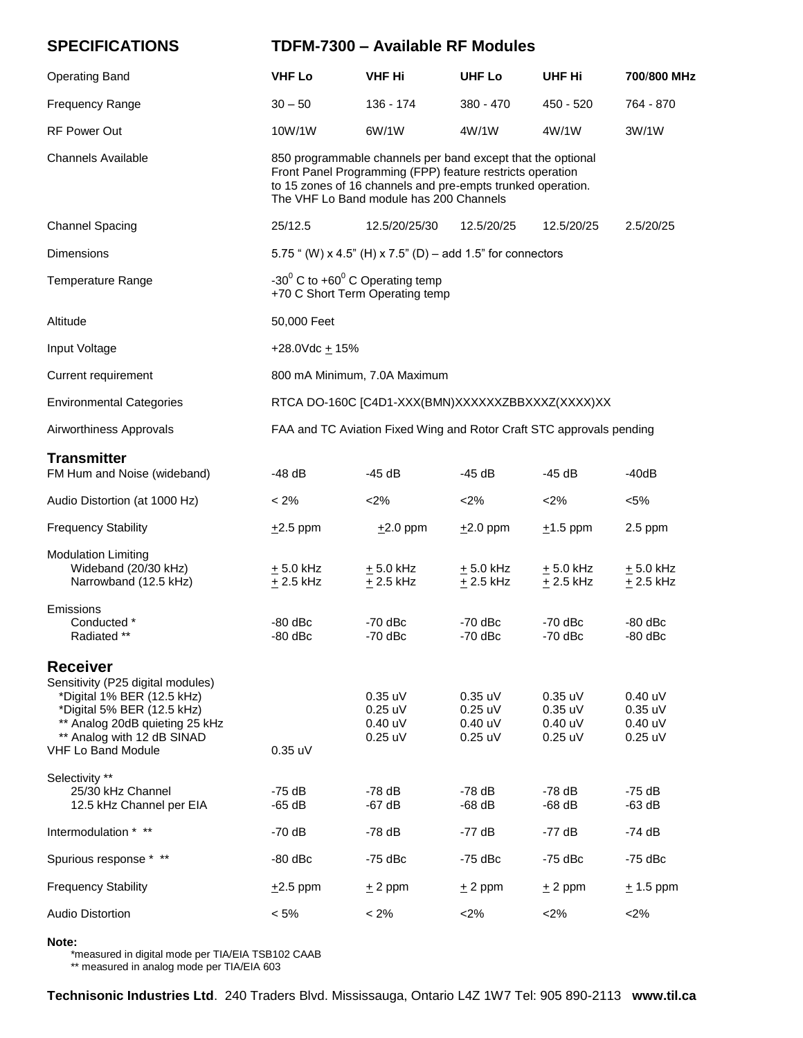## SPECIFICATIONS — TDFM-7300 – Available RF Modules

| Operating Band | VHF Lo | VHF Hi | UHF Lo | UHF Hi | 700/800 MHz |
|---|---|---|---|---|---|
| Frequency Range | 30 – 50 | 136 - 174 | 380 - 470 | 450 - 520 | 764 - 870 |
| RF Power Out | 10W/1W | 6W/1W | 4W/1W | 4W/1W | 3W/1W |
| Channels Available | 850 programmable channels per band except that the optional Front Panel Programming (FPP) feature restricts operation to 15 zones of 16 channels and pre-empts trunked operation. The VHF Lo Band module has 200 Channels | | | | |
| Channel Spacing | 25/12.5 | 12.5/20/25/30 | 12.5/20/25 | 12.5/20/25 | 2.5/20/25 |
| Dimensions | 5.75 " (W) x 4.5" (H) x 7.5" (D) – add 1.5" for connectors | | | | |
| Temperature Range | $-30^0$ C to $+60^0$ C Operating temp<br>+70 C Short Term Operating temp | | | | |
| Altitude | 50,000 Feet | | | | |
| Input Voltage | +28.0Vdc ± 15% | | | | |
| Current requirement | 800 mA Minimum, 7.0A Maximum | | | | |
| Environmental Categories | RTCA DO-160C [C4D1-XXX(BMN)XXXXXXZBBXXXZ(XXXX)XX | | | | |
| Airworthiness Approvals | FAA and TC Aviation Fixed Wing and Rotor Craft STC approvals pending | | | | |

### Transmitter

| | VHF Lo | VHF Hi | UHF Lo | UHF Hi | 700/800 MHz |
|---|---|---|---|---|---|
| FM Hum and Noise (wideband) | -48 dB | -45 dB | -45 dB | -45 dB | -40dB |
| Audio Distortion (at 1000 Hz) | < 2% | <2% | <2% | <2% | <5% |
| Frequency Stability | ±2.5 ppm | ±2.0 ppm | ±2.0 ppm | ±1.5 ppm | 2.5 ppm |
| Modulation Limiting | | | | | |
| Wideband (20/30 kHz) | ± 5.0 kHz | ± 5.0 kHz | ± 5.0 kHz | ± 5.0 kHz | ± 5.0 kHz |
| Narrowband (12.5 kHz) | ± 2.5 kHz | ± 2.5 kHz | ± 2.5 kHz | ± 2.5 kHz | ± 2.5 kHz |
| Emissions | | | | | |
| Conducted * | -80 dBc | -70 dBc | -70 dBc | -70 dBc | -80 dBc |
| Radiated ** | -80 dBc | -70 dBc | -70 dBc | -70 dBc | -80 dBc |

### Receiver

| | VHF Lo | VHF Hi | UHF Lo | UHF Hi | 700/800 MHz |
|---|---|---|---|---|---|
| Sensitivity (P25 digital modules) | | | | | |
| *Digital 1% BER (12.5 kHz) | | 0.35 uV | 0.35 uV | 0.35 uV | 0.40 uV |
| *Digital 5% BER (12.5 kHz) | | 0.25 uV | 0.25 uV | 0.35 uV | 0.35 uV |
| ** Analog 20dB quieting 25 kHz | | 0.40 uV | 0.40 uV | 0.40 uV | 0.40 uV |
| ** Analog with 12 dB SINAD | | 0.25 uV | 0.25 uV | 0.25 uV | 0.25 uV |
| VHF Lo Band Module | 0.35 uV | | | | |
| Selectivity ** | | | | | |
| 25/30 kHz Channel | -75 dB | -78 dB | -78 dB | -78 dB | -75 dB |
| 12.5 kHz Channel per EIA | -65 dB | -67 dB | -68 dB | -68 dB | -63 dB |
| Intermodulation * ** | -70 dB | -78 dB | -77 dB | -77 dB | -74 dB |
| Spurious response * ** | -80 dBc | -75 dBc | -75 dBc | -75 dBc | -75 dBc |
| Frequency Stability | ±2.5 ppm | ± 2 ppm | ± 2 ppm | ± 2 ppm | ± 1.5 ppm |
| Audio Distortion | < 5% | < 2% | <2% | <2% | <2% |

**Note:**

*measured in digital mode per TIA/EIA TSB102 CAAB

** measured in analog mode per TIA/EIA 603

**Technisonic Industries Ltd**. 240 Traders Blvd. Mississauga, Ontario L4Z 1W7 Tel: 905 890-2113 **www.til.ca**